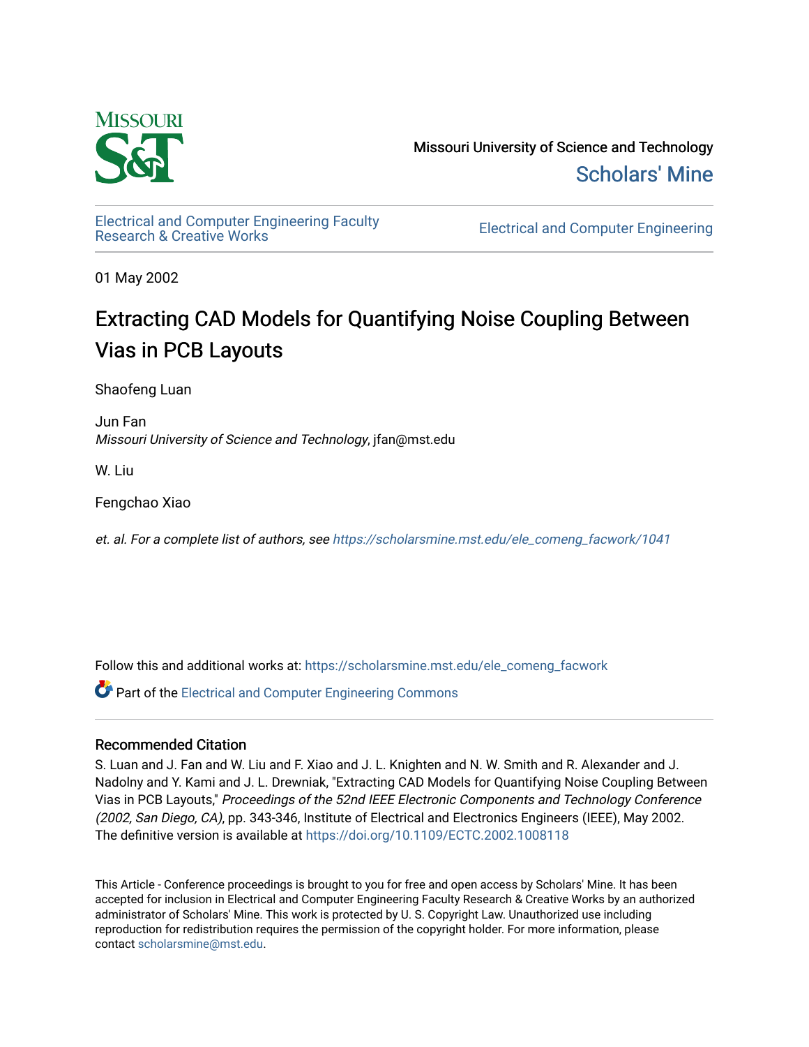Missouri University of Science and Technology

Scholars' Mine

Electrical and Computer Engineering Faculty Research & Creative Works

Electrical and Computer Engineering

01 May 2002

# Extracting CAD Models for Quantifying Noise Coupling Between Vias in PCB Layouts

Shaofeng Luan

Jun Fan
*Missouri University of Science and Technology*, jfan@mst.edu

W. Liu

Fengchao Xiao

*et. al. For a complete list of authors, see* https://scholarsmine.mst.edu/ele_comeng_facwork/1041

Follow this and additional works at: https://scholarsmine.mst.edu/ele_comeng_facwork

Part of the Electrical and Computer Engineering Commons

## Recommended Citation

S. Luan and J. Fan and W. Liu and F. Xiao and J. L. Knighten and N. W. Smith and R. Alexander and J. Nadolny and Y. Kami and J. L. Drewniak, "Extracting CAD Models for Quantifying Noise Coupling Between Vias in PCB Layouts," *Proceedings of the 52nd IEEE Electronic Components and Technology Conference (2002, San Diego, CA)*, pp. 343-346, Institute of Electrical and Electronics Engineers (IEEE), May 2002.
The definitive version is available at https://doi.org/10.1109/ECTC.2002.1008118

This Article - Conference proceedings is brought to you for free and open access by Scholars' Mine. It has been accepted for inclusion in Electrical and Computer Engineering Faculty Research & Creative Works by an authorized administrator of Scholars' Mine. This work is protected by U. S. Copyright Law. Unauthorized use including reproduction for redistribution requires the permission of the copyright holder. For more information, please contact scholarsmine@mst.edu.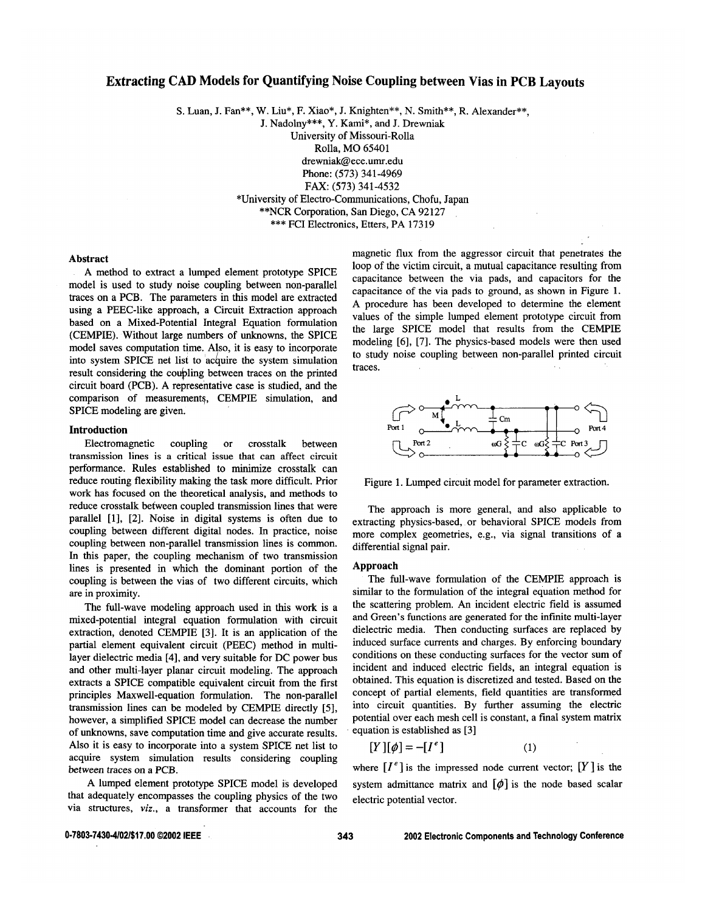# Extracting CAD Models for Quantifying Noise Coupling between Vias in PCB Layouts

S. Luan, J. Fan**, W. Liu*, F. Xiao*, J. Knighten**, N. Smith**, R. Alexander**,
J. Nadolny***, Y. Kami*, and J. Drewniak
University of Missouri-Rolla
Rolla, MO 65401
drewniak@ece.umr.edu
Phone: (573) 341-4969
FAX: (573) 341-4532
*University of Electro-Communications, Chofu, Japan
**NCR Corporation, San Diego, CA 92127
*** FCI Electronics, Etters, PA 17319

## Abstract

A method to extract a lumped element prototype SPICE model is used to study noise coupling between non-parallel traces on a PCB. The parameters in this model are extracted using a PEEC-like approach, a Circuit Extraction approach based on a Mixed-Potential Integral Equation formulation (CEMPIE). Without large numbers of unknowns, the SPICE model saves computation time. Also, it is easy to incorporate into system SPICE net list to acquire the system simulation result considering the coupling between traces on the printed circuit board (PCB). A representative case is studied, and the comparison of measurements, CEMPIE simulation, and SPICE modeling are given.

## Introduction

Electromagnetic coupling or crosstalk between transmission lines is a critical issue that can affect circuit performance. Rules established to minimize crosstalk can reduce routing flexibility making the task more difficult. Prior work has focused on the theoretical analysis, and methods to reduce crosstalk between coupled transmission lines that were parallel [1], [2]. Noise in digital systems is often due to coupling between different digital nodes. In practice, noise coupling between non-parallel transmission lines is common. In this paper, the coupling mechanism of two transmission lines is presented in which the dominant portion of the coupling is between the vias of two different circuits, which are in proximity.

The full-wave modeling approach used in this work is a mixed-potential integral equation formulation with circuit extraction, denoted CEMPIE [3]. It is an application of the partial element equivalent circuit (PEEC) method in multi-layer dielectric media [4], and very suitable for DC power bus and other multi-layer planar circuit modeling. The approach extracts a SPICE compatible equivalent circuit from the first principles Maxwell-equation formulation. The non-parallel transmission lines can be modeled by CEMPIE directly [5], however, a simplified SPICE model can decrease the number of unknowns, save computation time and give accurate results. Also it is easy to incorporate into a system SPICE net list to acquire system simulation results considering coupling between traces on a PCB.

A lumped element prototype SPICE model is developed that adequately encompasses the coupling physics of the two via structures, *viz.*, a transformer that accounts for the magnetic flux from the aggressor circuit that penetrates the loop of the victim circuit, a mutual capacitance resulting from capacitance between the via pads, and capacitors for the capacitance of the via pads to ground, as shown in Figure 1. A procedure has been developed to determine the element values of the simple lumped element prototype circuit from the large SPICE model that results from the CEMPIE modeling [6], [7]. The physics-based models were then used to study noise coupling between non-parallel printed circuit traces.

Figure 1. Lumped circuit model for parameter extraction.

The approach is more general, and also applicable to extracting physics-based, or behavioral SPICE models from more complex geometries, e.g., via signal transitions of a differential signal pair.

## Approach

The full-wave formulation of the CEMPIE approach is similar to the formulation of the integral equation method for the scattering problem. An incident electric field is assumed and Green's functions are generated for the infinite multi-layer dielectric media. Then conducting surfaces are replaced by induced surface currents and charges. By enforcing boundary conditions on these conducting surfaces for the vector sum of incident and induced electric fields, an integral equation is obtained. This equation is discretized and tested. Based on the concept of partial elements, field quantities are transformed into circuit quantities. By further assuming the electric potential over each mesh cell is constant, a final system matrix equation is established as [3]

$$[Y][\phi] = -[I^e] \tag{1}$$

where $[I^e]$ is the impressed node current vector; $[Y]$ is the system admittance matrix and $[\phi]$ is the node based scalar electric potential vector.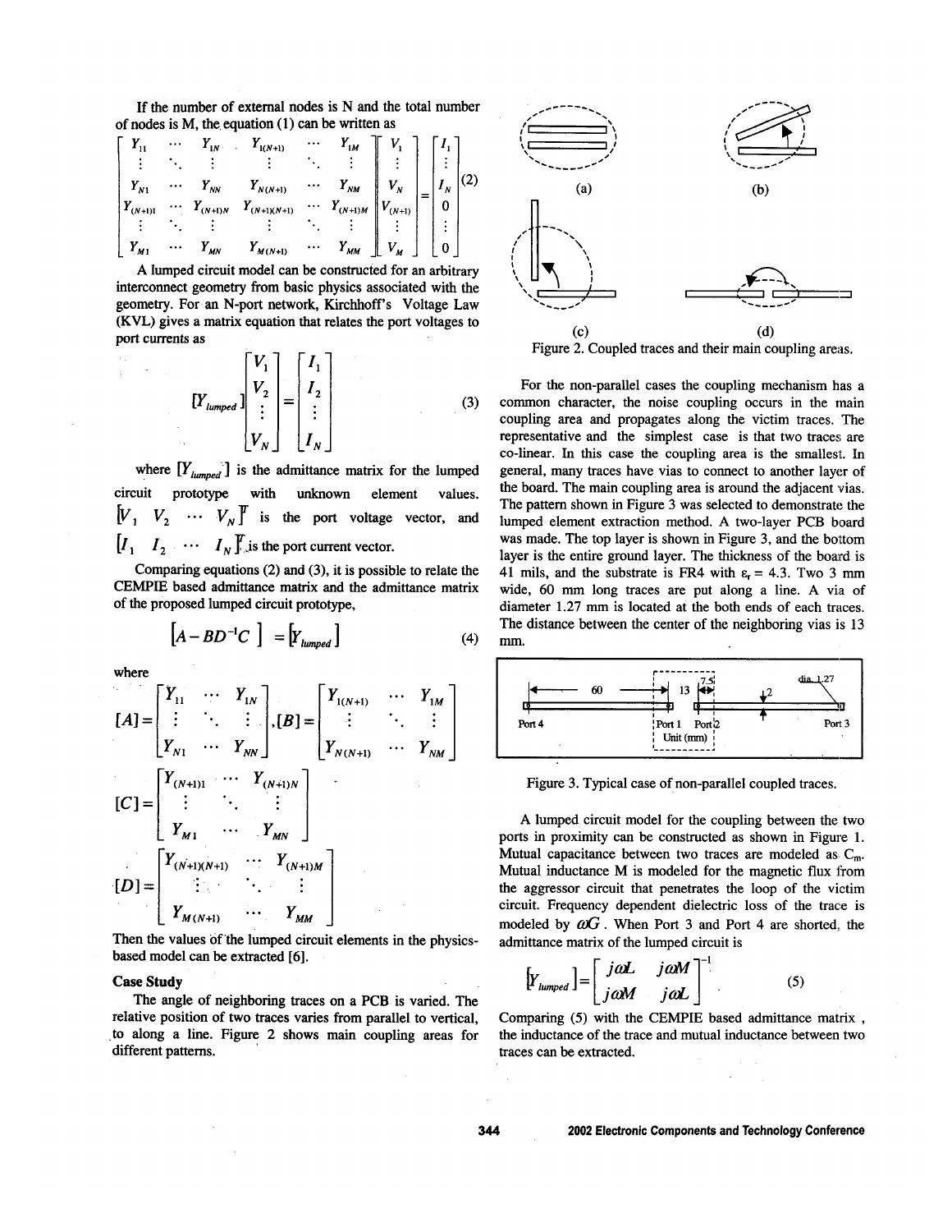If the number of external nodes is N and the total number of nodes is M, the equation (1) can be written as

$$\begin{bmatrix} Y_{11} & \cdots & Y_{1N} & Y_{1(N+1)} & \cdots & Y_{1M} \\ \vdots & \ddots & \vdots & \vdots & \ddots & \vdots \\ Y_{N1} & \cdots & Y_{NN} & Y_{N(N+1)} & \cdots & Y_{NM} \\ Y_{(N+1)1} & \cdots & Y_{(N+1)N} & Y_{(N+1)(N+1)} & \cdots & Y_{(N+1)M} \\ \vdots & \ddots & \vdots & \vdots & \ddots & \vdots \\ Y_{M1} & \cdots & Y_{MN} & Y_{M(N+1)} & \cdots & Y_{MM} \end{bmatrix} \begin{bmatrix} V_1 \\ \vdots \\ V_N \\ V_{(N+1)} \\ \vdots \\ V_M \end{bmatrix} = \begin{bmatrix} I_1 \\ \vdots \\ I_N \\ 0 \\ \vdots \\ 0 \end{bmatrix} \quad (2)$$

A lumped circuit model can be constructed for an arbitrary interconnect geometry from basic physics associated with the geometry. For an N-port network, Kirchhoff's Voltage Law (KVL) gives a matrix equation that relates the port voltages to port currents as

$$[Y_{lumped}] \begin{bmatrix} V_1 \\ V_2 \\ \vdots \\ V_N \end{bmatrix} = \begin{bmatrix} I_1 \\ I_2 \\ \vdots \\ I_N \end{bmatrix} \quad (3)$$

where $[Y_{lumped}]$ is the admittance matrix for the lumped circuit prototype with unknown element values. $[V_1 \ V_2 \ \cdots \ V_N]^T$ is the port voltage vector, and $[I_1 \ I_2 \ \cdots \ I_N]^T$ is the port current vector.

Comparing equations (2) and (3), it is possible to relate the CEMPIE based admittance matrix and the admittance matrix of the proposed lumped circuit prototype,

$$[A - BD^{-1}C] = [Y_{lumped}] \quad (4)$$

where

$$[A] = \begin{bmatrix} Y_{11} & \cdots & Y_{1N} \\ \vdots & \ddots & \vdots \\ Y_{N1} & \cdots & Y_{NN} \end{bmatrix}, [B] = \begin{bmatrix} Y_{1(N+1)} & \cdots & Y_{1M} \\ \vdots & \ddots & \vdots \\ Y_{N(N+1)} & \cdots & Y_{NM} \end{bmatrix}$$

$$[C] = \begin{bmatrix} Y_{(N+1)1} & \cdots & Y_{(N+1)N} \\ \vdots & \ddots & \vdots \\ Y_{M1} & \cdots & Y_{MN} \end{bmatrix}$$

$$[D] = \begin{bmatrix} Y_{(N+1)(N+1)} & \cdots & Y_{(N+1)M} \\ \vdots & \ddots & \vdots \\ Y_{M(N+1)} & \cdots & Y_{MM} \end{bmatrix}$$

Then the values of the lumped circuit elements in the physics-based model can be extracted [6].

**Case Study**

The angle of neighboring traces on a PCB is varied. The relative position of two traces varies from parallel to vertical, to along a line. Figure 2 shows main coupling areas for different patterns.

Figure 2. Coupled traces and their main coupling areas.

For the non-parallel cases the coupling mechanism has a common character, the noise coupling occurs in the main coupling area and propagates along the victim traces. The representative and the simplest case is that two traces are co-linear. In this case the coupling area is the smallest. In general, many traces have vias to connect to another layer of the board. The main coupling area is around the adjacent vias. The pattern shown in Figure 3 was selected to demonstrate the lumped element extraction method. A two-layer PCB board was made. The top layer is shown in Figure 3, and the bottom layer is the entire ground layer. The thickness of the board is 41 mils, and the substrate is FR4 with $\varepsilon_r = 4.3$. Two 3 mm wide, 60 mm long traces are put along a line. A via of diameter 1.27 mm is located at the both ends of each traces. The distance between the center of the neighboring vias is 13 mm.

Figure 3. Typical case of non-parallel coupled traces.

A lumped circuit model for the coupling between the two ports in proximity can be constructed as shown in Figure 1. Mutual capacitance between two traces are modeled as $C_m$. Mutual inductance M is modeled for the magnetic flux from the aggressor circuit that penetrates the loop of the victim circuit. Frequency dependent dielectric loss of the trace is modeled by $\omega G$. When Port 3 and Port 4 are shorted, the admittance matrix of the lumped circuit is

$$[Y_{lumped}] = \begin{bmatrix} j\omega L & j\omega M \\ j\omega M & j\omega L \end{bmatrix}^{-1} \quad (5)$$

Comparing (5) with the CEMPIE based admittance matrix, the inductance of the trace and mutual inductance between two traces can be extracted.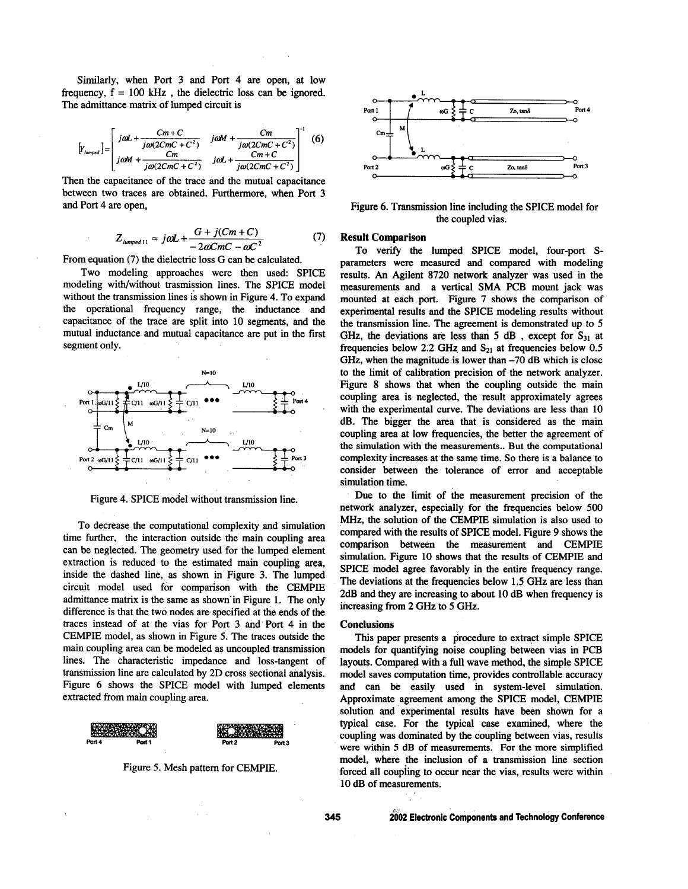Similarly, when Port 3 and Port 4 are open, at low frequency, f = 100 kHz , the dielectric loss can be ignored. The admittance matrix of lumped circuit is

$$[Y_{lumped}] = \begin{bmatrix} j\omega L + \dfrac{Cm + C}{j\omega(2CmC + C^2)} & j\omega M + \dfrac{Cm}{j\omega(2CmC + C^2)} \\ j\omega M + \dfrac{Cm}{j\omega(2CmC + C^2)} & j\omega L + \dfrac{Cm + C}{j\omega(2CmC + C^2)} \end{bmatrix}^{-1} \quad (6)$$

Then the capacitance of the trace and the mutual capacitance between two traces are obtained. Furthermore, when Port 3 and Port 4 are open,

$$Z_{lumped11} \approx j\omega L + \frac{G + j(Cm + C)}{-2\omega CmC - \omega C^2} \quad (7)$$

From equation (7) the dielectric loss G can be calculated.

Two modeling approaches were then used: SPICE modeling with/without trasmission lines. The SPICE model without the transmission lines is shown in Figure 4. To expand the operational frequency range, the inductance and capacitance of the trace are split into 10 segments, and the mutual inductance and mutual capacitance are put in the first segment only.

Figure 4. SPICE model without transmission line.

To decrease the computational complexity and simulation time further, the interaction outside the main coupling area can be neglected. The geometry used for the lumped element extraction is reduced to the estimated main coupling area, inside the dashed line, as shown in Figure 3. The lumped circuit model used for comparison with the CEMPIE admittance matrix is the same as shown in Figure 1. The only difference is that the two nodes are specified at the ends of the traces instead of at the vias for Port 3 and Port 4 in the CEMPIE model, as shown in Figure 5. The traces outside the main coupling area can be modeled as uncoupled transmission lines. The characteristic impedance and loss-tangent of transmission line are calculated by 2D cross sectional analysis. Figure 6 shows the SPICE model with lumped elements extracted from main coupling area.

Figure 5. Mesh pattern for CEMPIE.

Figure 6. Transmission line including the SPICE model for the coupled vias.

## Result Comparison

To verify the lumped SPICE model, four-port S-parameters were measured and compared with modeling results. An Agilent 8720 network analyzer was used in the measurements and a vertical SMA PCB mount jack was mounted at each port. Figure 7 shows the comparison of experimental results and the SPICE modeling results without the transmission line. The agreement is demonstrated up to 5 GHz, the deviations are less than 5 dB , except for $S_{31}$ at frequencies below 2.2 GHz and $S_{21}$ at frequencies below 0.5 GHz, when the magnitude is lower than –70 dB which is close to the limit of calibration precision of the network analyzer. Figure 8 shows that when the coupling outside the main coupling area is neglected, the result approximately agrees with the experimental curve. The deviations are less than 10 dB. The bigger the area that is considered as the main coupling area at low frequencies, the better the agreement of the simulation with the measurements.. But the computational complexity increases at the same time. So there is a balance to consider between the tolerance of error and acceptable simulation time.

Due to the limit of the measurement precision of the network analyzer, especially for the frequencies below 500 MHz, the solution of the CEMPIE simulation is also used to compared with the results of SPICE model. Figure 9 shows the comparison between the measurement and CEMPIE simulation. Figure 10 shows that the results of CEMPIE and SPICE model agree favorably in the entire frequency range. The deviations at the frequencies below 1.5 GHz are less than 2dB and they are increasing to about 10 dB when frequency is increasing from 2 GHz to 5 GHz.

## Conclusions

This paper presents a procedure to extract simple SPICE models for quantifying noise coupling between vias in PCB layouts. Compared with a full wave method, the simple SPICE model saves computation time, provides controllable accuracy and can be easily used in system-level simulation. Approximate agreement among the SPICE model, CEMPIE solution and experimental results have been shown for a typical case. For the typical case examined, where the coupling was dominated by the coupling between vias, results were within 5 dB of measurements. For the more simplified model, where the inclusion of a transmission line section forced all coupling to occur near the vias, results were within 10 dB of measurements.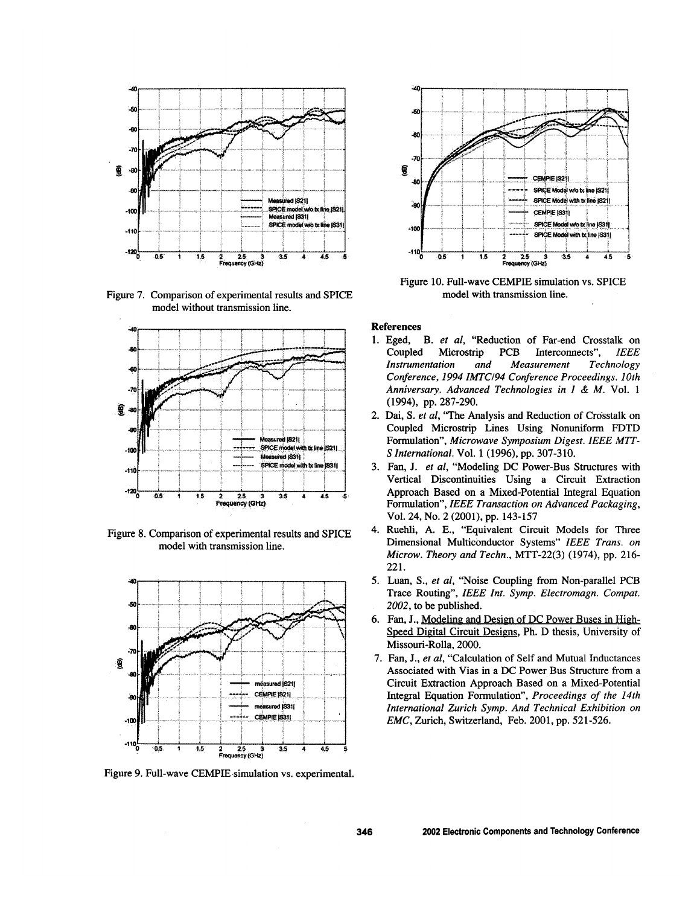-40
-50
-60
-70
(dB)
-80
-90
-100
-110
-120
0 0.5 1 1.5 2 2.5 3 3.5 4 4.5 5
Frequency (GHz)

Measured |S21|
SPICE model w/o tx line |S21|
Measured |S31|
SPICE model w/o tx line |S31|

Figure 7. Comparison of experimental results and SPICE model without transmission line.

-40
-50
-60
-70
(dB)
-80
-90
-100
-110
-120
0 0.5 1 1.5 2 2.5 3 3.5 4 4.5 5
Frequency (GHz)

Measured |S21|
SPICE model with tx line |S21|
Measured |S31|
SPICE model with tx line |S31|

Figure 8. Comparison of experimental results and SPICE model with transmission line.

-40
-50
-60
-70
(dB)
-80
-90
-100
-110
0 0.5 1 1.5 2 2.5 3 3.5 4 4.5 5
Frequency (GHz)

measured |S21|
CEMPIE |S21|
measured |S31|
CEMPIE |S31|

Figure 9. Full-wave CEMPIE simulation vs. experimental.

-40
-50
-60
-70
(dB)
-80
-90
-100
-110
0 0.5 1 1.5 2 2.5 3 3.5 4 4.5 5
Frequency (GHz)

CEMPIE |S21|
SPICE Model w/o tx line |S21|
SPICE Model with tx line |S21|
CEMPIE |S31|
SPICE Model w/o tx line |S31|
SPICE Model with tx line |S31|

Figure 10. Full-wave CEMPIE simulation vs. SPICE model with transmission line.

## References

1. Eged, B. *et al*, "Reduction of Far-end Crosstalk on Coupled Microstrip PCB Interconnects", *IEEE Instrumentation and Measurement Technology Conference, 1994 IMTC/94 Conference Proceedings. 10th Anniversary. Advanced Technologies in I & M*. Vol. 1 (1994), pp. 287-290.
2. Dai, S. *et al*, "The Analysis and Reduction of Crosstalk on Coupled Microstrip Lines Using Nonuniform FDTD Formulation", *Microwave Symposium Digest. IEEE MTT-S International*. Vol. 1 (1996), pp. 307-310.
3. Fan, J. *et al*, "Modeling DC Power-Bus Structures with Vertical Discontinuities Using a Circuit Extraction Approach Based on a Mixed-Potential Integral Equation Formulation", *IEEE Transaction on Advanced Packaging*, Vol. 24, No. 2 (2001), pp. 143-157
4. Ruehli, A. E., "Equivalent Circuit Models for Three Dimensional Multiconductor Systems" *IEEE Trans. on Microw. Theory and Techn.*, MTT-22(3) (1974), pp. 216-221.
5. Luan, S., *et al*, "Noise Coupling from Non-parallel PCB Trace Routing", *IEEE Int. Symp. Electromagn. Compat. 2002*, to be published.
6. Fan, J., Modeling and Design of DC Power Buses in High-Speed Digital Circuit Designs, Ph. D thesis, University of Missouri-Rolla, 2000.
7. Fan, J., *et al*, "Calculation of Self and Mutual Inductances Associated with Vias in a DC Power Bus Structure from a Circuit Extraction Approach Based on a Mixed-Potential Integral Equation Formulation", *Proceedings of the 14th International Zurich Symp. And Technical Exhibition on EMC*, Zurich, Switzerland, Feb. 2001, pp. 521-526.